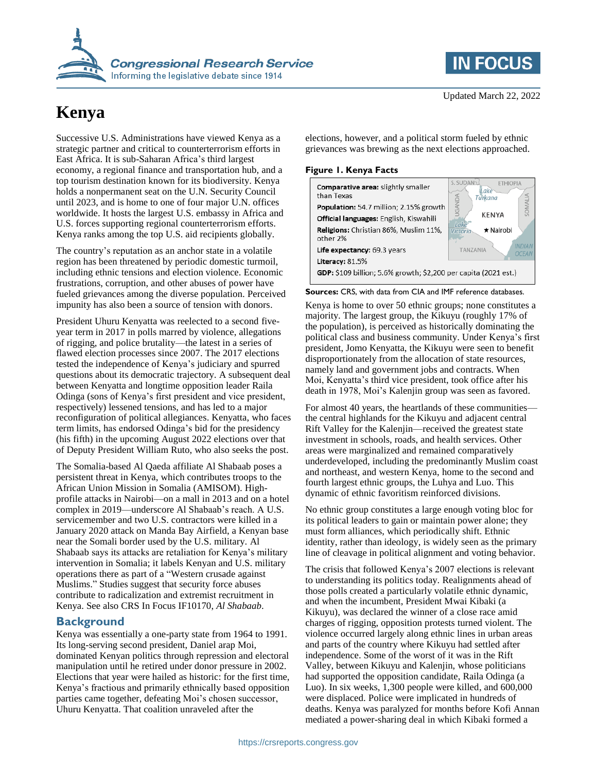# Kenya

Updated March 22, 2022

Successive U.S. Administrations have viewed Kenya as a strategic partner and critical to counterterrorism efforts in East Africa. It is sub-Saharan Africa's third largest economy, a regional finance and transportation hub, and a top tourism destination known for its biodiversity. Kenya holds a nonpermanent seat on the U.N. Security Council until 2023, and is home to one of four major U.N. offices worldwide. It hosts the largest U.S. embassy in Africa and U.S. forces supporting regional counterterrorism efforts. Kenya ranks among the top U.S. aid recipients globally.

The country's reputation as an anchor state in a volatile region has been threatened by periodic domestic turmoil, including ethnic tensions and election violence. Economic frustrations, corruption, and other abuses of power have fueled grievances among the diverse population. Perceived impunity has also been a source of tension with donors.

President Uhuru Kenyatta was reelected to a second five-year term in 2017 in polls marred by violence, allegations of rigging, and police brutality—the latest in a series of flawed election processes since 2007. The 2017 elections tested the independence of Kenya's judiciary and spurred questions about its democratic trajectory. A subsequent deal between Kenyatta and longtime opposition leader Raila Odinga (sons of Kenya's first president and vice president, respectively) lessened tensions, and has led to a major reconfiguration of political allegiances. Kenyatta, who faces term limits, has endorsed Odinga's bid for the presidency (his fifth) in the upcoming August 2022 elections over that of Deputy President William Ruto, who also seeks the post.

The Somalia-based Al Qaeda affiliate Al Shabaab poses a persistent threat in Kenya, which contributes troops to the African Union Mission in Somalia (AMISOM). High-profile attacks in Nairobi—on a mall in 2013 and on a hotel complex in 2019—underscore Al Shabaab's reach. A U.S. servicemember and two U.S. contractors were killed in a January 2020 attack on Manda Bay Airfield, a Kenyan base near the Somali border used by the U.S. military. Al Shabaab says its attacks are retaliation for Kenya's military intervention in Somalia; it labels Kenyan and U.S. military operations there as part of a "Western crusade against Muslims." Studies suggest that security force abuses contribute to radicalization and extremist recruitment in Kenya. See also CRS In Focus IF10170, *Al Shabaab*.

## Background

Kenya was essentially a one-party state from 1964 to 1991. Its long-serving second president, Daniel arap Moi, dominated Kenyan politics through repression and electoral manipulation until he retired under donor pressure in 2002. Elections that year were hailed as historic: for the first time, Kenya's fractious and primarily ethnically based opposition parties came together, defeating Moi's chosen successor, Uhuru Kenyatta. That coalition unraveled after the elections, however, and a political storm fueled by ethnic grievances was brewing as the next elections approached.

**Figure 1. Kenya Facts**

**Comparative area:** slightly smaller than Texas

**Population:** 54.7 million; 2.15% growth

**Official languages:** English, Kiswahili

**Religions:** Christian 86%, Muslim 11%, other 2%

**Life expectancy:** 69.3 years

**Literacy:** 81.5%

**GDP:** $109 billion; 5.6% growth; $2,200 per capita (2021 est.)

**Sources:** CRS, with data from CIA and IMF reference databases.

Kenya is home to over 50 ethnic groups; none constitutes a majority. The largest group, the Kikuyu (roughly 17% of the population), is perceived as historically dominating the political class and business community. Under Kenya's first president, Jomo Kenyatta, the Kikuyu were seen to benefit disproportionately from the allocation of state resources, namely land and government jobs and contracts. When Moi, Kenyatta's third vice president, took office after his death in 1978, Moi's Kalenjin group was seen as favored.

For almost 40 years, the heartlands of these communities—the central highlands for the Kikuyu and adjacent central Rift Valley for the Kalenjin—received the greatest state investment in schools, roads, and health services. Other areas were marginalized and remained comparatively underdeveloped, including the predominantly Muslim coast and northeast, and western Kenya, home to the second and fourth largest ethnic groups, the Luhya and Luo. This dynamic of ethnic favoritism reinforced divisions.

No ethnic group constitutes a large enough voting bloc for its political leaders to gain or maintain power alone; they must form alliances, which periodically shift. Ethnic identity, rather than ideology, is widely seen as the primary line of cleavage in political alignment and voting behavior.

The crisis that followed Kenya's 2007 elections is relevant to understanding its politics today. Realignments ahead of those polls created a particularly volatile ethnic dynamic, and when the incumbent, President Mwai Kibaki (a Kikuyu), was declared the winner of a close race amid charges of rigging, opposition protests turned violent. The violence occurred largely along ethnic lines in urban areas and parts of the country where Kikuyu had settled after independence. Some of the worst of it was in the Rift Valley, between Kikuyu and Kalenjin, whose politicians had supported the opposition candidate, Raila Odinga (a Luo). In six weeks, 1,300 people were killed, and 600,000 were displaced. Police were implicated in hundreds of deaths. Kenya was paralyzed for months before Kofi Annan mediated a power-sharing deal in which Kibaki formed a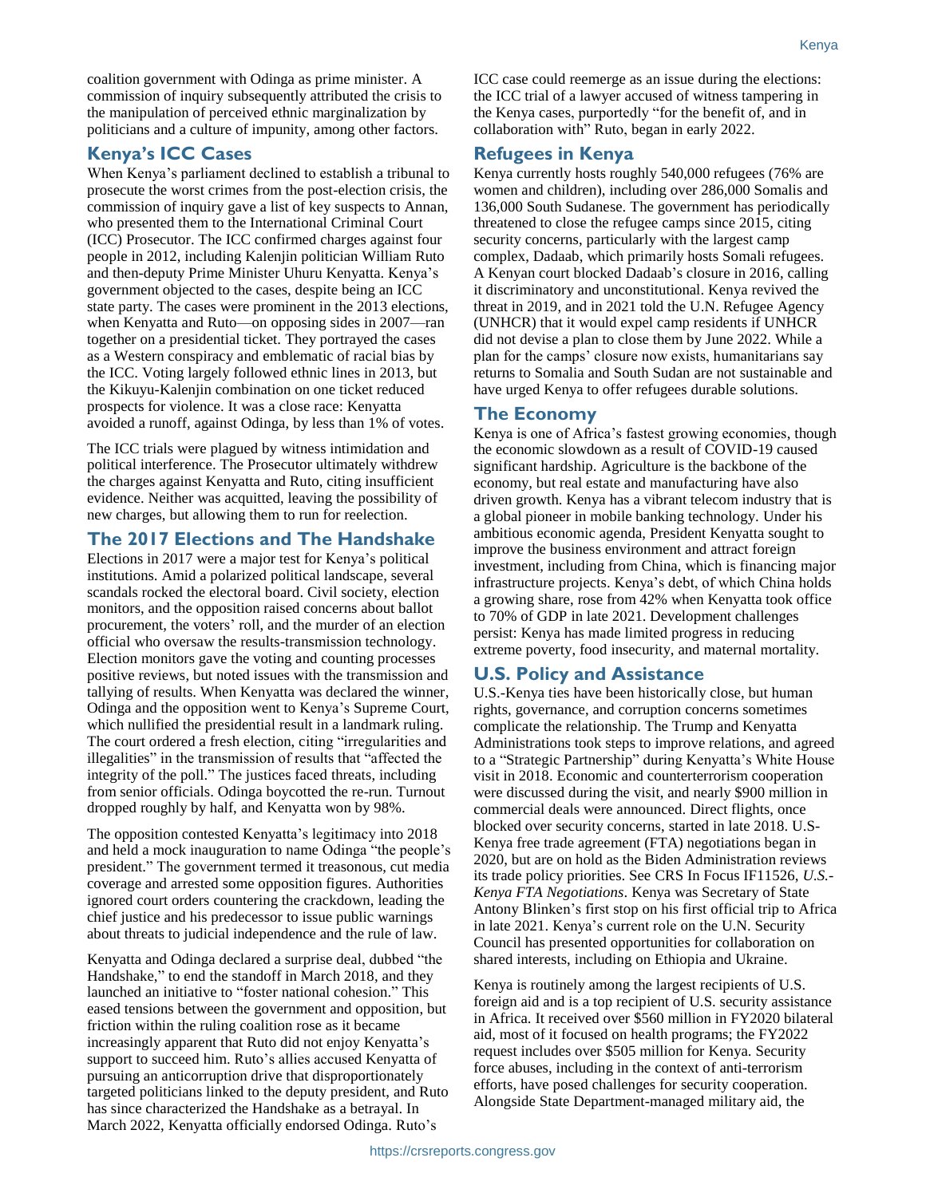coalition government with Odinga as prime minister. A commission of inquiry subsequently attributed the crisis to the manipulation of perceived ethnic marginalization by politicians and a culture of impunity, among other factors.

## Kenya's ICC Cases

When Kenya's parliament declined to establish a tribunal to prosecute the worst crimes from the post-election crisis, the commission of inquiry gave a list of key suspects to Annan, who presented them to the International Criminal Court (ICC) Prosecutor. The ICC confirmed charges against four people in 2012, including Kalenjin politician William Ruto and then-deputy Prime Minister Uhuru Kenyatta. Kenya's government objected to the cases, despite being an ICC state party. The cases were prominent in the 2013 elections, when Kenyatta and Ruto—on opposing sides in 2007—ran together on a presidential ticket. They portrayed the cases as a Western conspiracy and emblematic of racial bias by the ICC. Voting largely followed ethnic lines in 2013, but the Kikuyu-Kalenjin combination on one ticket reduced prospects for violence. It was a close race: Kenyatta avoided a runoff, against Odinga, by less than 1% of votes.

The ICC trials were plagued by witness intimidation and political interference. The Prosecutor ultimately withdrew the charges against Kenyatta and Ruto, citing insufficient evidence. Neither was acquitted, leaving the possibility of new charges, but allowing them to run for reelection.

## The 2017 Elections and The Handshake

Elections in 2017 were a major test for Kenya's political institutions. Amid a polarized political landscape, several scandals rocked the electoral board. Civil society, election monitors, and the opposition raised concerns about ballot procurement, the voters' roll, and the murder of an election official who oversaw the results-transmission technology. Election monitors gave the voting and counting processes positive reviews, but noted issues with the transmission and tallying of results. When Kenyatta was declared the winner, Odinga and the opposition went to Kenya's Supreme Court, which nullified the presidential result in a landmark ruling. The court ordered a fresh election, citing "irregularities and illegalities" in the transmission of results that "affected the integrity of the poll." The justices faced threats, including from senior officials. Odinga boycotted the re-run. Turnout dropped roughly by half, and Kenyatta won by 98%.

The opposition contested Kenyatta's legitimacy into 2018 and held a mock inauguration to name Odinga "the people's president." The government termed it treasonous, cut media coverage and arrested some opposition figures. Authorities ignored court orders countering the crackdown, leading the chief justice and his predecessor to issue public warnings about threats to judicial independence and the rule of law.

Kenyatta and Odinga declared a surprise deal, dubbed "the Handshake," to end the standoff in March 2018, and they launched an initiative to "foster national cohesion." This eased tensions between the government and opposition, but friction within the ruling coalition rose as it became increasingly apparent that Ruto did not enjoy Kenyatta's support to succeed him. Ruto's allies accused Kenyatta of pursuing an anticorruption drive that disproportionately targeted politicians linked to the deputy president, and Ruto has since characterized the Handshake as a betrayal. In March 2022, Kenyatta officially endorsed Odinga. Ruto's ICC case could reemerge as an issue during the elections: the ICC trial of a lawyer accused of witness tampering in the Kenya cases, purportedly "for the benefit of, and in collaboration with" Ruto, began in early 2022.

## Refugees in Kenya

Kenya currently hosts roughly 540,000 refugees (76% are women and children), including over 286,000 Somalis and 136,000 South Sudanese. The government has periodically threatened to close the refugee camps since 2015, citing security concerns, particularly with the largest camp complex, Dadaab, which primarily hosts Somali refugees. A Kenyan court blocked Dadaab's closure in 2016, calling it discriminatory and unconstitutional. Kenya revived the threat in 2019, and in 2021 told the U.N. Refugee Agency (UNHCR) that it would expel camp residents if UNHCR did not devise a plan to close them by June 2022. While a plan for the camps' closure now exists, humanitarians say returns to Somalia and South Sudan are not sustainable and have urged Kenya to offer refugees durable solutions.

## The Economy

Kenya is one of Africa's fastest growing economies, though the economic slowdown as a result of COVID-19 caused significant hardship. Agriculture is the backbone of the economy, but real estate and manufacturing have also driven growth. Kenya has a vibrant telecom industry that is a global pioneer in mobile banking technology. Under his ambitious economic agenda, President Kenyatta sought to improve the business environment and attract foreign investment, including from China, which is financing major infrastructure projects. Kenya's debt, of which China holds a growing share, rose from 42% when Kenyatta took office to 70% of GDP in late 2021. Development challenges persist: Kenya has made limited progress in reducing extreme poverty, food insecurity, and maternal mortality.

## U.S. Policy and Assistance

U.S.-Kenya ties have been historically close, but human rights, governance, and corruption concerns sometimes complicate the relationship. The Trump and Kenyatta Administrations took steps to improve relations, and agreed to a "Strategic Partnership" during Kenyatta's White House visit in 2018. Economic and counterterrorism cooperation were discussed during the visit, and nearly $900 million in commercial deals were announced. Direct flights, once blocked over security concerns, started in late 2018. U.S.-Kenya free trade agreement (FTA) negotiations began in 2020, but are on hold as the Biden Administration reviews its trade policy priorities. See CRS In Focus IF11526, *U.S.-Kenya FTA Negotiations*. Kenya was Secretary of State Antony Blinken's first stop on his first official trip to Africa in late 2021. Kenya's current role on the U.N. Security Council has presented opportunities for collaboration on shared interests, including on Ethiopia and Ukraine.

Kenya is routinely among the largest recipients of U.S. foreign aid and is a top recipient of U.S. security assistance in Africa. It received over $560 million in FY2020 bilateral aid, most of it focused on health programs; the FY2022 request includes over $505 million for Kenya. Security force abuses, including in the context of anti-terrorism efforts, have posed challenges for security cooperation. Alongside State Department-managed military aid, the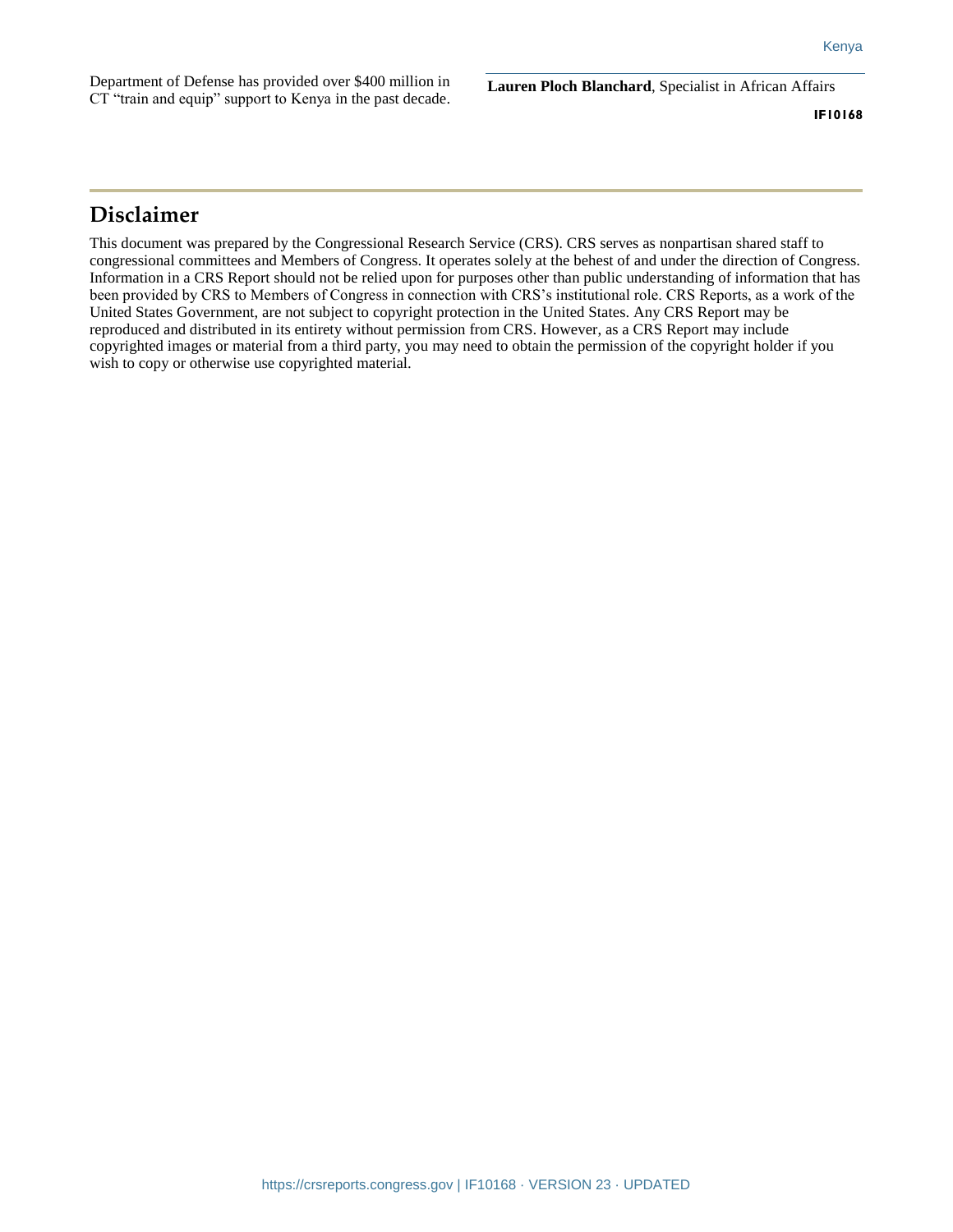Department of Defense has provided over $400 million in CT "train and equip" support to Kenya in the past decade.

**Lauren Ploch Blanchard**, Specialist in African Affairs

IF10168

## Disclaimer

This document was prepared by the Congressional Research Service (CRS). CRS serves as nonpartisan shared staff to congressional committees and Members of Congress. It operates solely at the behest of and under the direction of Congress. Information in a CRS Report should not be relied upon for purposes other than public understanding of information that has been provided by CRS to Members of Congress in connection with CRS's institutional role. CRS Reports, as a work of the United States Government, are not subject to copyright protection in the United States. Any CRS Report may be reproduced and distributed in its entirety without permission from CRS. However, as a CRS Report may include copyrighted images or material from a third party, you may need to obtain the permission of the copyright holder if you wish to copy or otherwise use copyrighted material.